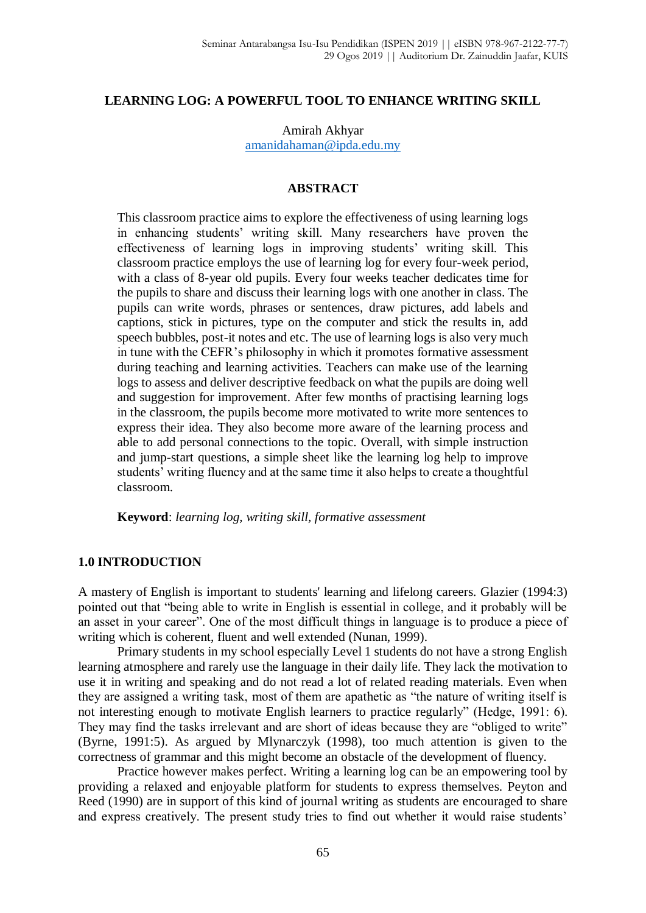# LEARNING LOG: A POWERFUL TOOL TO ENHANCE WRITING SKILL

Amirah Akhyar
amanidahaman@ipda.edu.my

## ABSTRACT

This classroom practice aims to explore the effectiveness of using learning logs in enhancing students' writing skill. Many researchers have proven the effectiveness of learning logs in improving students' writing skill. This classroom practice employs the use of learning log for every four-week period, with a class of 8-year old pupils. Every four weeks teacher dedicates time for the pupils to share and discuss their learning logs with one another in class. The pupils can write words, phrases or sentences, draw pictures, add labels and captions, stick in pictures, type on the computer and stick the results in, add speech bubbles, post-it notes and etc. The use of learning logs is also very much in tune with the CEFR's philosophy in which it promotes formative assessment during teaching and learning activities. Teachers can make use of the learning logs to assess and deliver descriptive feedback on what the pupils are doing well and suggestion for improvement. After few months of practising learning logs in the classroom, the pupils become more motivated to write more sentences to express their idea. They also become more aware of the learning process and able to add personal connections to the topic. Overall, with simple instruction and jump-start questions, a simple sheet like the learning log help to improve students' writing fluency and at the same time it also helps to create a thoughtful classroom.

**Keyword**: *learning log, writing skill, formative assessment*

## 1.0 INTRODUCTION

A mastery of English is important to students' learning and lifelong careers. Glazier (1994:3) pointed out that "being able to write in English is essential in college, and it probably will be an asset in your career". One of the most difficult things in language is to produce a piece of writing which is coherent, fluent and well extended (Nunan, 1999).

Primary students in my school especially Level 1 students do not have a strong English learning atmosphere and rarely use the language in their daily life. They lack the motivation to use it in writing and speaking and do not read a lot of related reading materials. Even when they are assigned a writing task, most of them are apathetic as "the nature of writing itself is not interesting enough to motivate English learners to practice regularly" (Hedge, 1991: 6). They may find the tasks irrelevant and are short of ideas because they are "obliged to write" (Byrne, 1991:5). As argued by Mlynarczyk (1998), too much attention is given to the correctness of grammar and this might become an obstacle of the development of fluency.

Practice however makes perfect. Writing a learning log can be an empowering tool by providing a relaxed and enjoyable platform for students to express themselves. Peyton and Reed (1990) are in support of this kind of journal writing as students are encouraged to share and express creatively. The present study tries to find out whether it would raise students'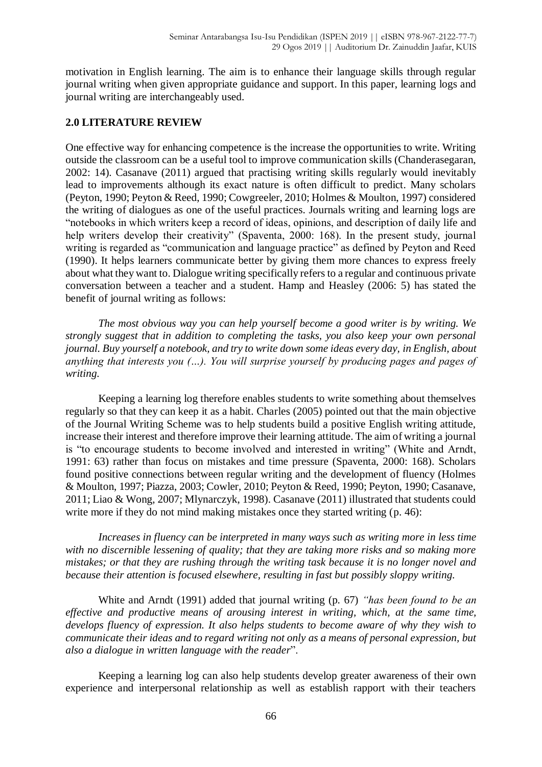motivation in English learning. The aim is to enhance their language skills through regular journal writing when given appropriate guidance and support. In this paper, learning logs and journal writing are interchangeably used.

## 2.0 LITERATURE REVIEW

One effective way for enhancing competence is the increase the opportunities to write. Writing outside the classroom can be a useful tool to improve communication skills (Chanderasegaran, 2002: 14). Casanave (2011) argued that practising writing skills regularly would inevitably lead to improvements although its exact nature is often difficult to predict. Many scholars (Peyton, 1990; Peyton & Reed, 1990; Cowgreeler, 2010; Holmes & Moulton, 1997) considered the writing of dialogues as one of the useful practices. Journals writing and learning logs are "notebooks in which writers keep a record of ideas, opinions, and description of daily life and help writers develop their creativity" (Spaventa, 2000: 168). In the present study, journal writing is regarded as "communication and language practice" as defined by Peyton and Reed (1990). It helps learners communicate better by giving them more chances to express freely about what they want to. Dialogue writing specifically refers to a regular and continuous private conversation between a teacher and a student. Hamp and Heasley (2006: 5) has stated the benefit of journal writing as follows:

*The most obvious way you can help yourself become a good writer is by writing. We strongly suggest that in addition to completing the tasks, you also keep your own personal journal. Buy yourself a notebook, and try to write down some ideas every day, in English, about anything that interests you (…). You will surprise yourself by producing pages and pages of writing.*

Keeping a learning log therefore enables students to write something about themselves regularly so that they can keep it as a habit. Charles (2005) pointed out that the main objective of the Journal Writing Scheme was to help students build a positive English writing attitude, increase their interest and therefore improve their learning attitude. The aim of writing a journal is "to encourage students to become involved and interested in writing" (White and Arndt, 1991: 63) rather than focus on mistakes and time pressure (Spaventa, 2000: 168). Scholars found positive connections between regular writing and the development of fluency (Holmes & Moulton, 1997; Piazza, 2003; Cowler, 2010; Peyton & Reed, 1990; Peyton, 1990; Casanave, 2011; Liao & Wong, 2007; Mlynarczyk, 1998). Casanave (2011) illustrated that students could write more if they do not mind making mistakes once they started writing (p. 46):

*Increases in fluency can be interpreted in many ways such as writing more in less time with no discernible lessening of quality; that they are taking more risks and so making more mistakes; or that they are rushing through the writing task because it is no longer novel and because their attention is focused elsewhere, resulting in fast but possibly sloppy writing.*

White and Arndt (1991) added that journal writing (p. 67) *"has been found to be an effective and productive means of arousing interest in writing, which, at the same time, develops fluency of expression. It also helps students to become aware of why they wish to communicate their ideas and to regard writing not only as a means of personal expression, but also a dialogue in written language with the reader*".

Keeping a learning log can also help students develop greater awareness of their own experience and interpersonal relationship as well as establish rapport with their teachers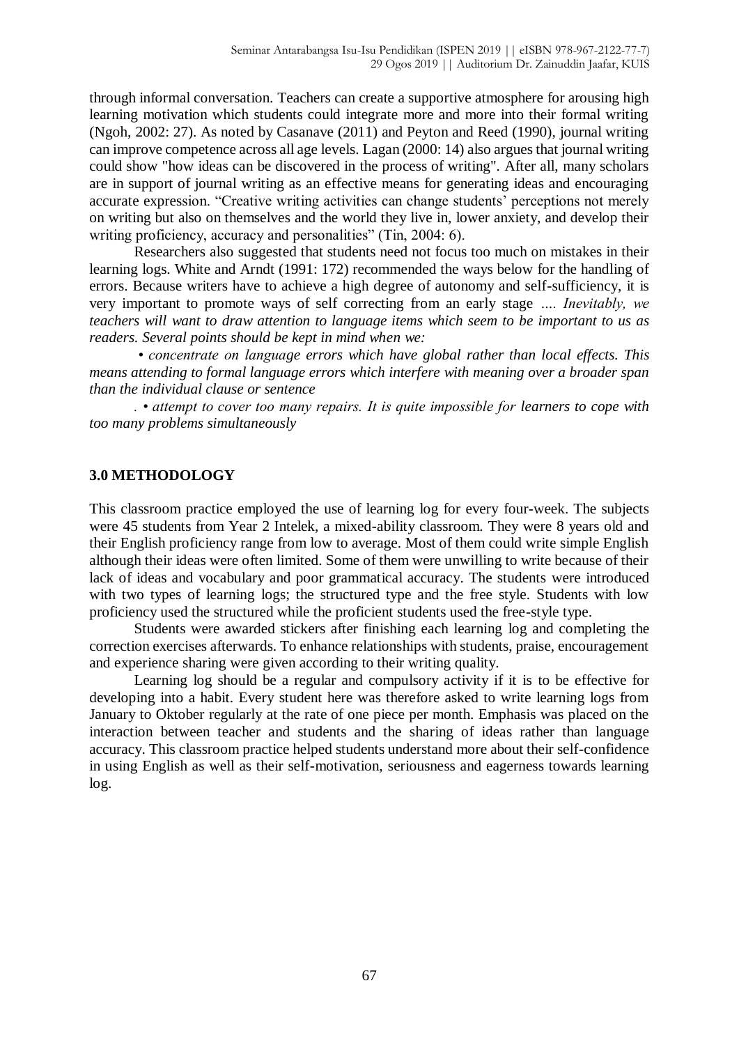through informal conversation. Teachers can create a supportive atmosphere for arousing high learning motivation which students could integrate more and more into their formal writing (Ngoh, 2002: 27). As noted by Casanave (2011) and Peyton and Reed (1990), journal writing can improve competence across all age levels. Lagan (2000: 14) also argues that journal writing could show "how ideas can be discovered in the process of writing". After all, many scholars are in support of journal writing as an effective means for generating ideas and encouraging accurate expression. "Creative writing activities can change students' perceptions not merely on writing but also on themselves and the world they live in, lower anxiety, and develop their writing proficiency, accuracy and personalities" (Tin, 2004: 6).

Researchers also suggested that students need not focus too much on mistakes in their learning logs. White and Arndt (1991: 172) recommended the ways below for the handling of errors. Because writers have to achieve a high degree of autonomy and self-sufficiency, it is very important to promote ways of self correcting from an early stage .... *Inevitably, we teachers will want to draw attention to language items which seem to be important to us as readers. Several points should be kept in mind when we:*

*• concentrate on language errors which have global rather than local effects. This means attending to formal language errors which interfere with meaning over a broader span than the individual clause or sentence*

*. • attempt to cover too many repairs. It is quite impossible for learners to cope with too many problems simultaneously*

## 3.0 METHODOLOGY

This classroom practice employed the use of learning log for every four-week. The subjects were 45 students from Year 2 Intelek, a mixed-ability classroom. They were 8 years old and their English proficiency range from low to average. Most of them could write simple English although their ideas were often limited. Some of them were unwilling to write because of their lack of ideas and vocabulary and poor grammatical accuracy. The students were introduced with two types of learning logs; the structured type and the free style. Students with low proficiency used the structured while the proficient students used the free-style type.

Students were awarded stickers after finishing each learning log and completing the correction exercises afterwards. To enhance relationships with students, praise, encouragement and experience sharing were given according to their writing quality.

Learning log should be a regular and compulsory activity if it is to be effective for developing into a habit. Every student here was therefore asked to write learning logs from January to Oktober regularly at the rate of one piece per month. Emphasis was placed on the interaction between teacher and students and the sharing of ideas rather than language accuracy. This classroom practice helped students understand more about their self-confidence in using English as well as their self-motivation, seriousness and eagerness towards learning log.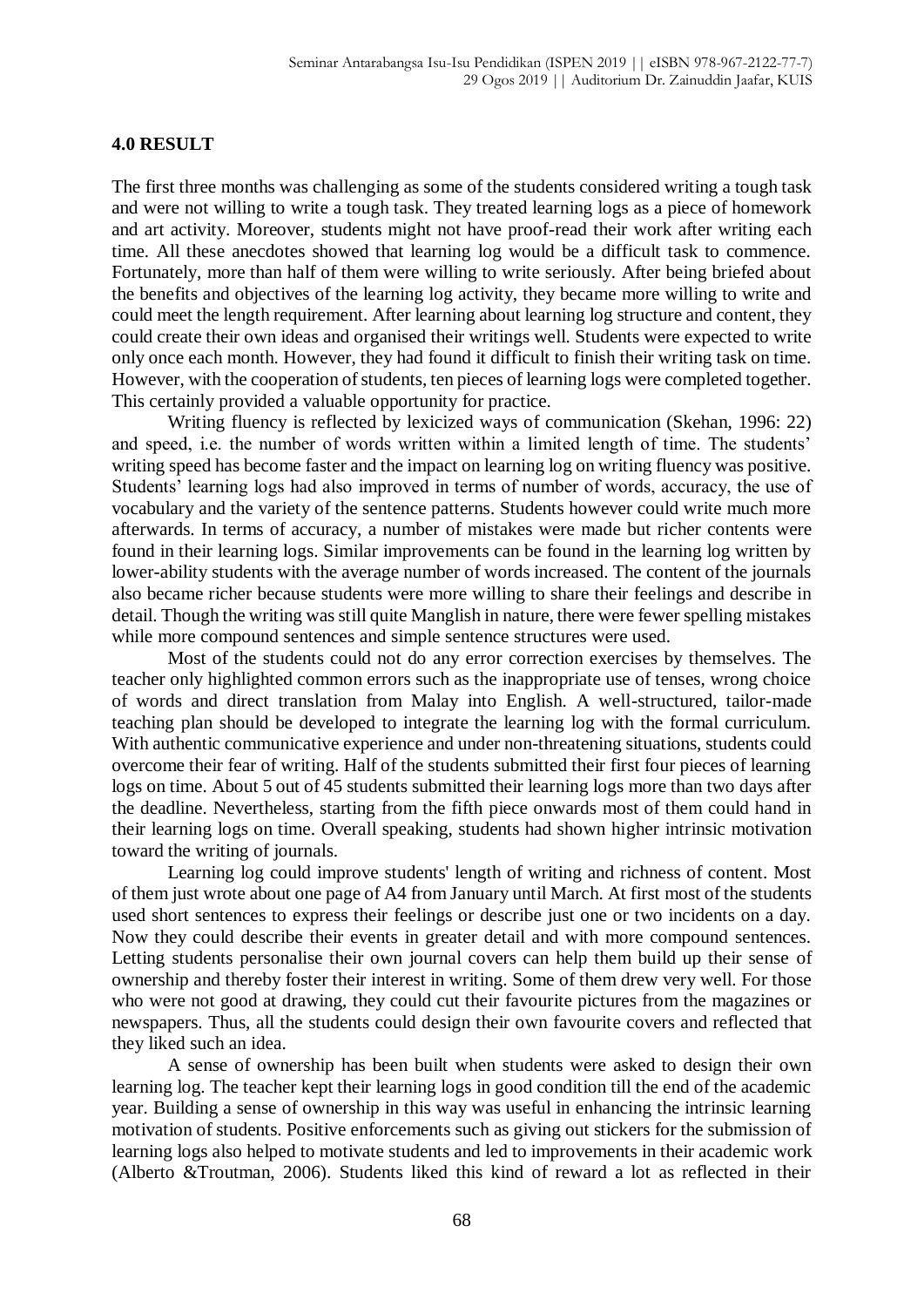**4.0 RESULT**

The first three months was challenging as some of the students considered writing a tough task and were not willing to write a tough task. They treated learning logs as a piece of homework and art activity. Moreover, students might not have proof-read their work after writing each time. All these anecdotes showed that learning log would be a difficult task to commence. Fortunately, more than half of them were willing to write seriously. After being briefed about the benefits and objectives of the learning log activity, they became more willing to write and could meet the length requirement. After learning about learning log structure and content, they could create their own ideas and organised their writings well. Students were expected to write only once each month. However, they had found it difficult to finish their writing task on time. However, with the cooperation of students, ten pieces of learning logs were completed together. This certainly provided a valuable opportunity for practice.

Writing fluency is reflected by lexicized ways of communication (Skehan, 1996: 22) and speed, i.e. the number of words written within a limited length of time. The students' writing speed has become faster and the impact on learning log on writing fluency was positive. Students' learning logs had also improved in terms of number of words, accuracy, the use of vocabulary and the variety of the sentence patterns. Students however could write much more afterwards. In terms of accuracy, a number of mistakes were made but richer contents were found in their learning logs. Similar improvements can be found in the learning log written by lower-ability students with the average number of words increased. The content of the journals also became richer because students were more willing to share their feelings and describe in detail. Though the writing was still quite Manglish in nature, there were fewer spelling mistakes while more compound sentences and simple sentence structures were used.

Most of the students could not do any error correction exercises by themselves. The teacher only highlighted common errors such as the inappropriate use of tenses, wrong choice of words and direct translation from Malay into English. A well-structured, tailor-made teaching plan should be developed to integrate the learning log with the formal curriculum. With authentic communicative experience and under non-threatening situations, students could overcome their fear of writing. Half of the students submitted their first four pieces of learning logs on time. About 5 out of 45 students submitted their learning logs more than two days after the deadline. Nevertheless, starting from the fifth piece onwards most of them could hand in their learning logs on time. Overall speaking, students had shown higher intrinsic motivation toward the writing of journals.

Learning log could improve students' length of writing and richness of content. Most of them just wrote about one page of A4 from January until March. At first most of the students used short sentences to express their feelings or describe just one or two incidents on a day. Now they could describe their events in greater detail and with more compound sentences. Letting students personalise their own journal covers can help them build up their sense of ownership and thereby foster their interest in writing. Some of them drew very well. For those who were not good at drawing, they could cut their favourite pictures from the magazines or newspapers. Thus, all the students could design their own favourite covers and reflected that they liked such an idea.

A sense of ownership has been built when students were asked to design their own learning log. The teacher kept their learning logs in good condition till the end of the academic year. Building a sense of ownership in this way was useful in enhancing the intrinsic learning motivation of students. Positive enforcements such as giving out stickers for the submission of learning logs also helped to motivate students and led to improvements in their academic work (Alberto &Troutman, 2006). Students liked this kind of reward a lot as reflected in their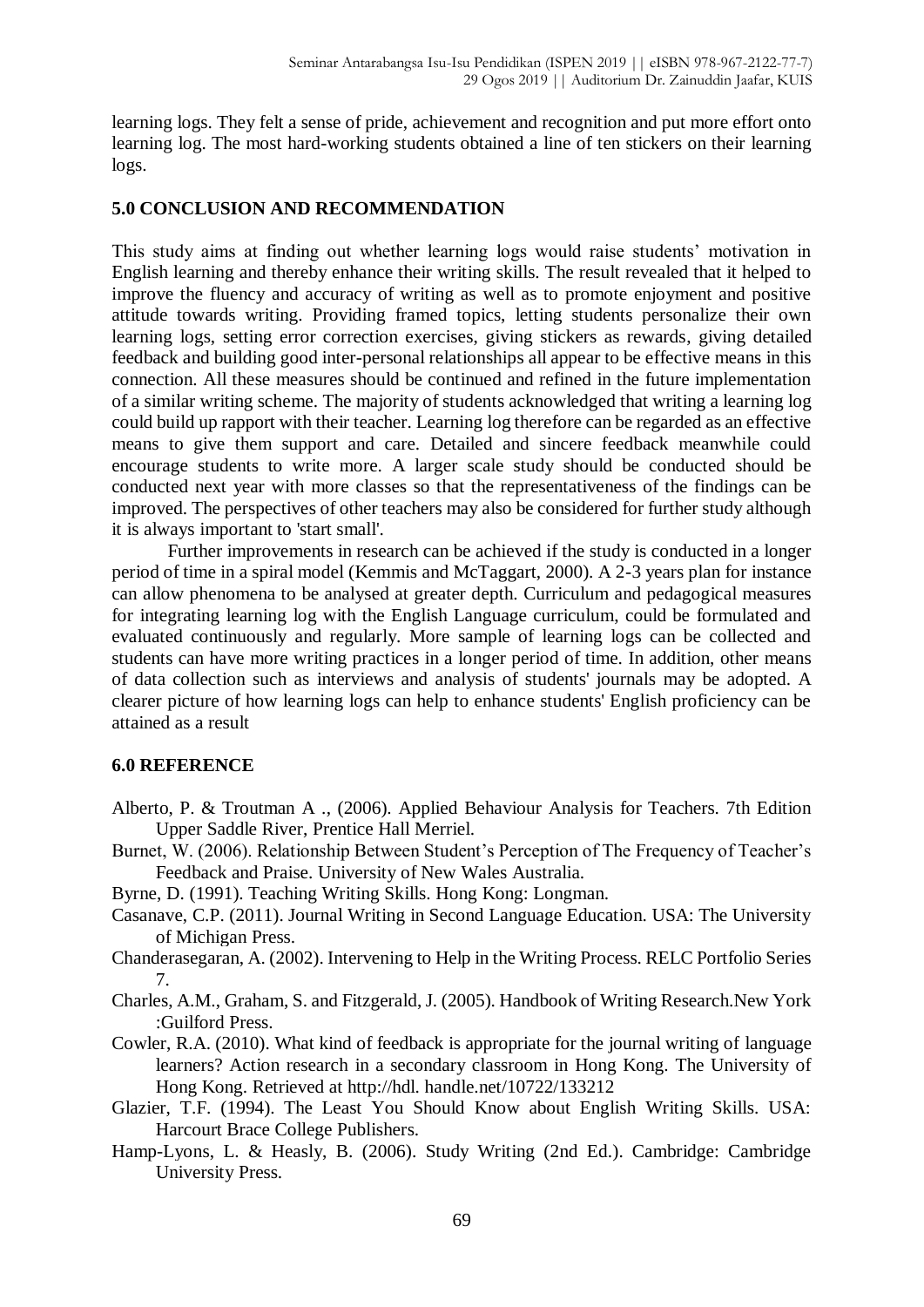learning logs. They felt a sense of pride, achievement and recognition and put more effort onto learning log. The most hard-working students obtained a line of ten stickers on their learning logs.

## 5.0 CONCLUSION AND RECOMMENDATION

This study aims at finding out whether learning logs would raise students' motivation in English learning and thereby enhance their writing skills. The result revealed that it helped to improve the fluency and accuracy of writing as well as to promote enjoyment and positive attitude towards writing. Providing framed topics, letting students personalize their own learning logs, setting error correction exercises, giving stickers as rewards, giving detailed feedback and building good inter-personal relationships all appear to be effective means in this connection. All these measures should be continued and refined in the future implementation of a similar writing scheme. The majority of students acknowledged that writing a learning log could build up rapport with their teacher. Learning log therefore can be regarded as an effective means to give them support and care. Detailed and sincere feedback meanwhile could encourage students to write more. A larger scale study should be conducted should be conducted next year with more classes so that the representativeness of the findings can be improved. The perspectives of other teachers may also be considered for further study although it is always important to 'start small'.

Further improvements in research can be achieved if the study is conducted in a longer period of time in a spiral model (Kemmis and McTaggart, 2000). A 2-3 years plan for instance can allow phenomena to be analysed at greater depth. Curriculum and pedagogical measures for integrating learning log with the English Language curriculum, could be formulated and evaluated continuously and regularly. More sample of learning logs can be collected and students can have more writing practices in a longer period of time. In addition, other means of data collection such as interviews and analysis of students' journals may be adopted. A clearer picture of how learning logs can help to enhance students' English proficiency can be attained as a result

## 6.0 REFERENCE

Alberto, P. & Troutman A ., (2006). Applied Behaviour Analysis for Teachers. 7th Edition Upper Saddle River, Prentice Hall Merriel.

Burnet, W. (2006). Relationship Between Student's Perception of The Frequency of Teacher's Feedback and Praise. University of New Wales Australia.

Byrne, D. (1991). Teaching Writing Skills. Hong Kong: Longman.

Casanave, C.P. (2011). Journal Writing in Second Language Education. USA: The University of Michigan Press.

Chanderasegaran, A. (2002). Intervening to Help in the Writing Process. RELC Portfolio Series 7.

Charles, A.M., Graham, S. and Fitzgerald, J. (2005). Handbook of Writing Research.New York :Guilford Press.

Cowler, R.A. (2010). What kind of feedback is appropriate for the journal writing of language learners? Action research in a secondary classroom in Hong Kong. The University of Hong Kong. Retrieved at http://hdl. handle.net/10722/133212

Glazier, T.F. (1994). The Least You Should Know about English Writing Skills. USA: Harcourt Brace College Publishers.

Hamp-Lyons, L. & Heasly, B. (2006). Study Writing (2nd Ed.). Cambridge: Cambridge University Press.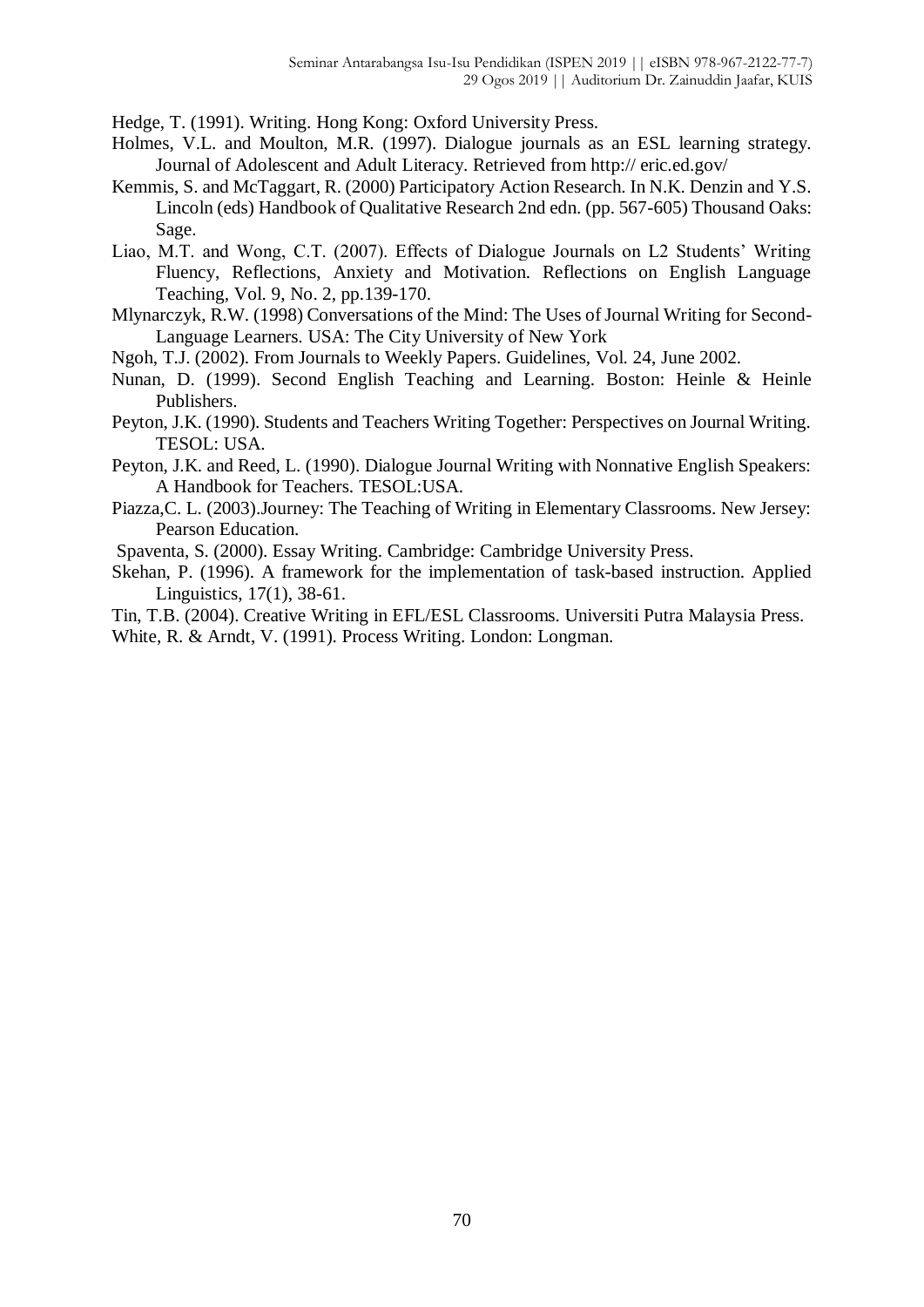Hedge, T. (1991). Writing. Hong Kong: Oxford University Press.

Holmes, V.L. and Moulton, M.R. (1997). Dialogue journals as an ESL learning strategy. Journal of Adolescent and Adult Literacy. Retrieved from http:// eric.ed.gov/

Kemmis, S. and McTaggart, R. (2000) Participatory Action Research. In N.K. Denzin and Y.S. Lincoln (eds) Handbook of Qualitative Research 2nd edn. (pp. 567-605) Thousand Oaks: Sage.

Liao, M.T. and Wong, C.T. (2007). Effects of Dialogue Journals on L2 Students' Writing Fluency, Reflections, Anxiety and Motivation. Reflections on English Language Teaching, Vol. 9, No. 2, pp.139-170.

Mlynarczyk, R.W. (1998) Conversations of the Mind: The Uses of Journal Writing for Second-Language Learners. USA: The City University of New York

Ngoh, T.J. (2002). From Journals to Weekly Papers. Guidelines, Vol. 24, June 2002.

Nunan, D. (1999). Second English Teaching and Learning. Boston: Heinle & Heinle Publishers.

Peyton, J.K. (1990). Students and Teachers Writing Together: Perspectives on Journal Writing. TESOL: USA.

Peyton, J.K. and Reed, L. (1990). Dialogue Journal Writing with Nonnative English Speakers: A Handbook for Teachers. TESOL:USA.

Piazza,C. L. (2003).Journey: The Teaching of Writing in Elementary Classrooms. New Jersey: Pearson Education.

Spaventa, S. (2000). Essay Writing. Cambridge: Cambridge University Press.

Skehan, P. (1996). A framework for the implementation of task-based instruction. Applied Linguistics, 17(1), 38-61.

Tin, T.B. (2004). Creative Writing in EFL/ESL Classrooms. Universiti Putra Malaysia Press.

White, R. & Arndt, V. (1991). Process Writing. London: Longman.